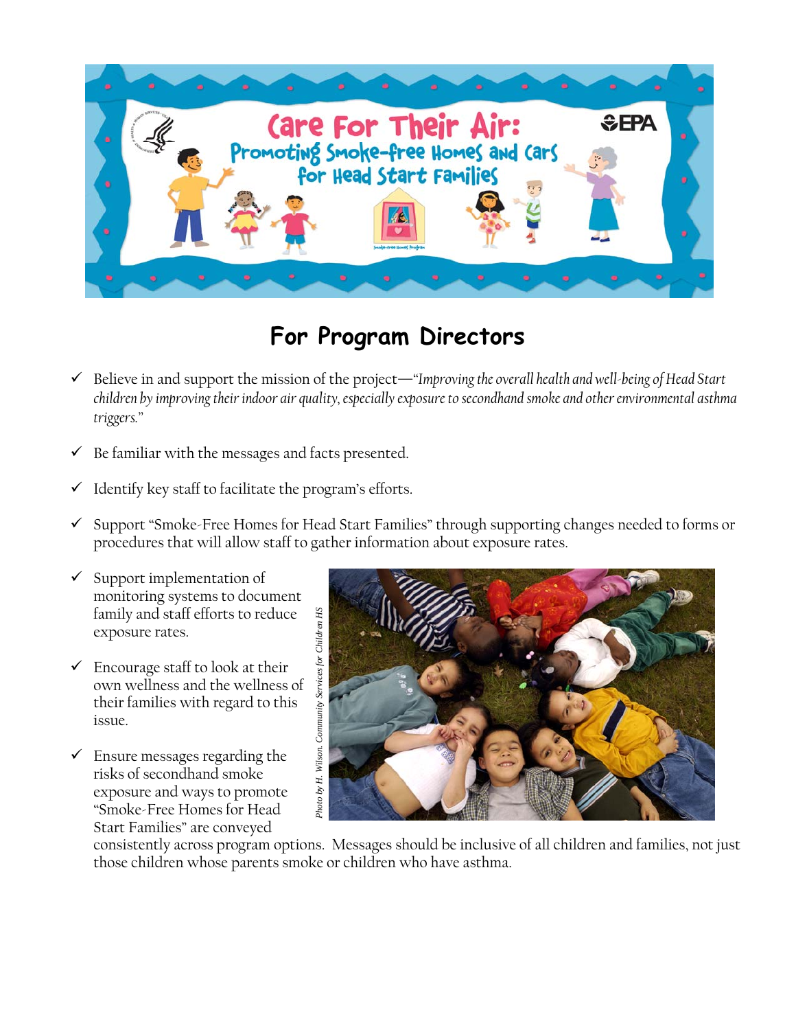# Care For Their Air: Promoting Smoke-free Homes and Cars for Head Start Families

## For Program Directors

- ✓ Believe in and support the mission of the project—"*Improving the overall health and well-being of Head Start children by improving their indoor air quality, especially exposure to secondhand smoke and other environmental asthma triggers.*"
- ✓ Be familiar with the messages and facts presented.
- ✓ Identify key staff to facilitate the program's efforts.
- ✓ Support "Smoke-Free Homes for Head Start Families" through supporting changes needed to forms or procedures that will allow staff to gather information about exposure rates.
- ✓ Support implementation of monitoring systems to document family and staff efforts to reduce exposure rates.
- ✓ Encourage staff to look at their own wellness and the wellness of their families with regard to this issue.
- ✓ Ensure messages regarding the risks of secondhand smoke exposure and ways to promote "Smoke-Free Homes for Head Start Families" are conveyed consistently across program options. Messages should be inclusive of all children and families, not just those children whose parents smoke or children who have asthma.

*Photo by H. Wilson. Community Services for Children HS*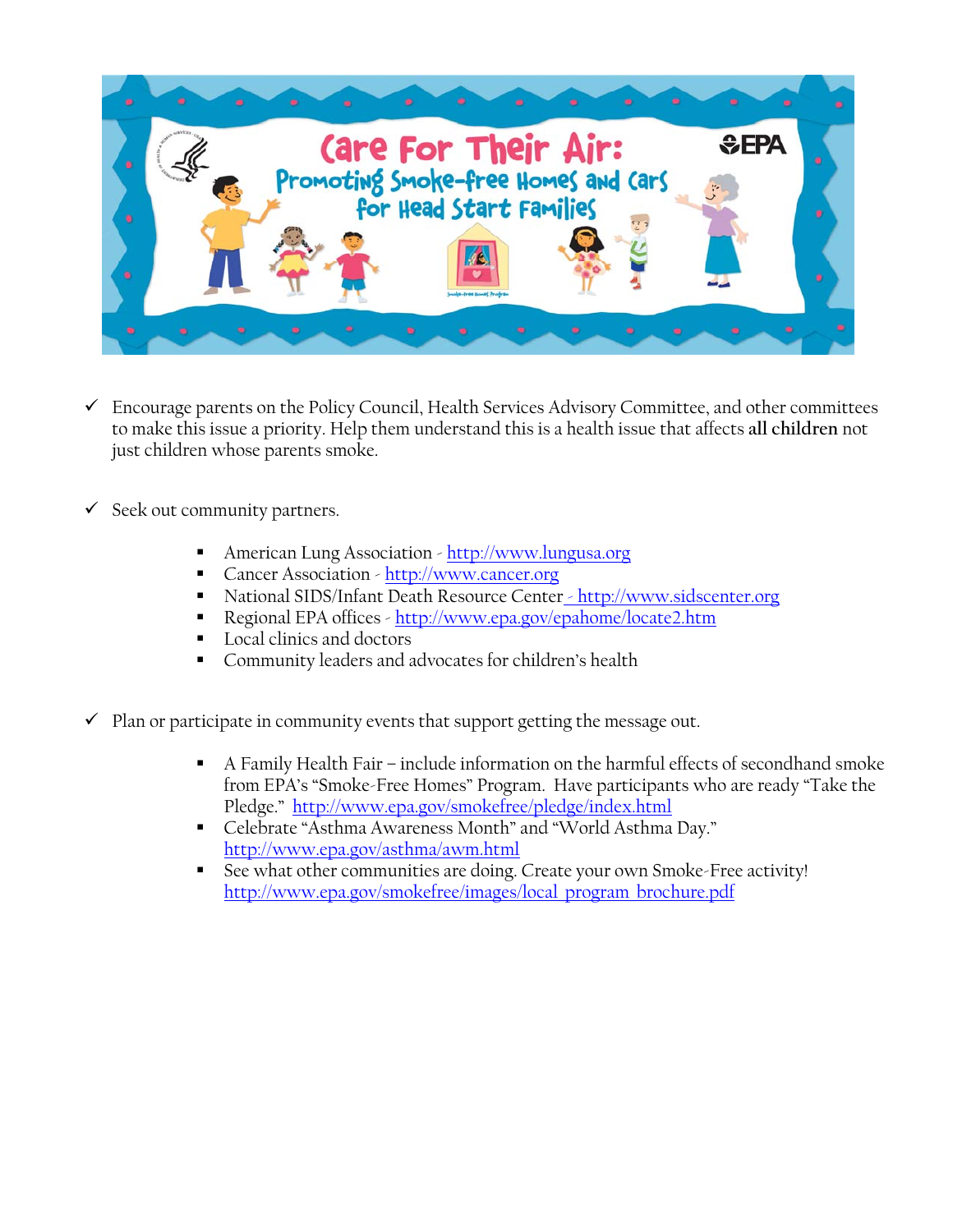# Care For Their Air: Promoting Smoke-free Homes and Cars for Head Start Families

- ✓ Encourage parents on the Policy Council, Health Services Advisory Committee, and other committees to make this issue a priority. Help them understand this is a health issue that affects **all children** not just children whose parents smoke.

- ✓ Seek out community partners.

  - American Lung Association - http://www.lungusa.org
  - Cancer Association - http://www.cancer.org
  - National SIDS/Infant Death Resource Center - http://www.sidscenter.org
  - Regional EPA offices - http://www.epa.gov/epahome/locate2.htm
  - Local clinics and doctors
  - Community leaders and advocates for children's health

- ✓ Plan or participate in community events that support getting the message out.

  - A Family Health Fair – include information on the harmful effects of secondhand smoke from EPA's "Smoke-Free Homes" Program. Have participants who are ready "Take the Pledge." http://www.epa.gov/smokefree/pledge/index.html
  - Celebrate "Asthma Awareness Month" and "World Asthma Day." http://www.epa.gov/asthma/awm.html
  - See what other communities are doing. Create your own Smoke-Free activity! http://www.epa.gov/smokefree/images/local_program_brochure.pdf